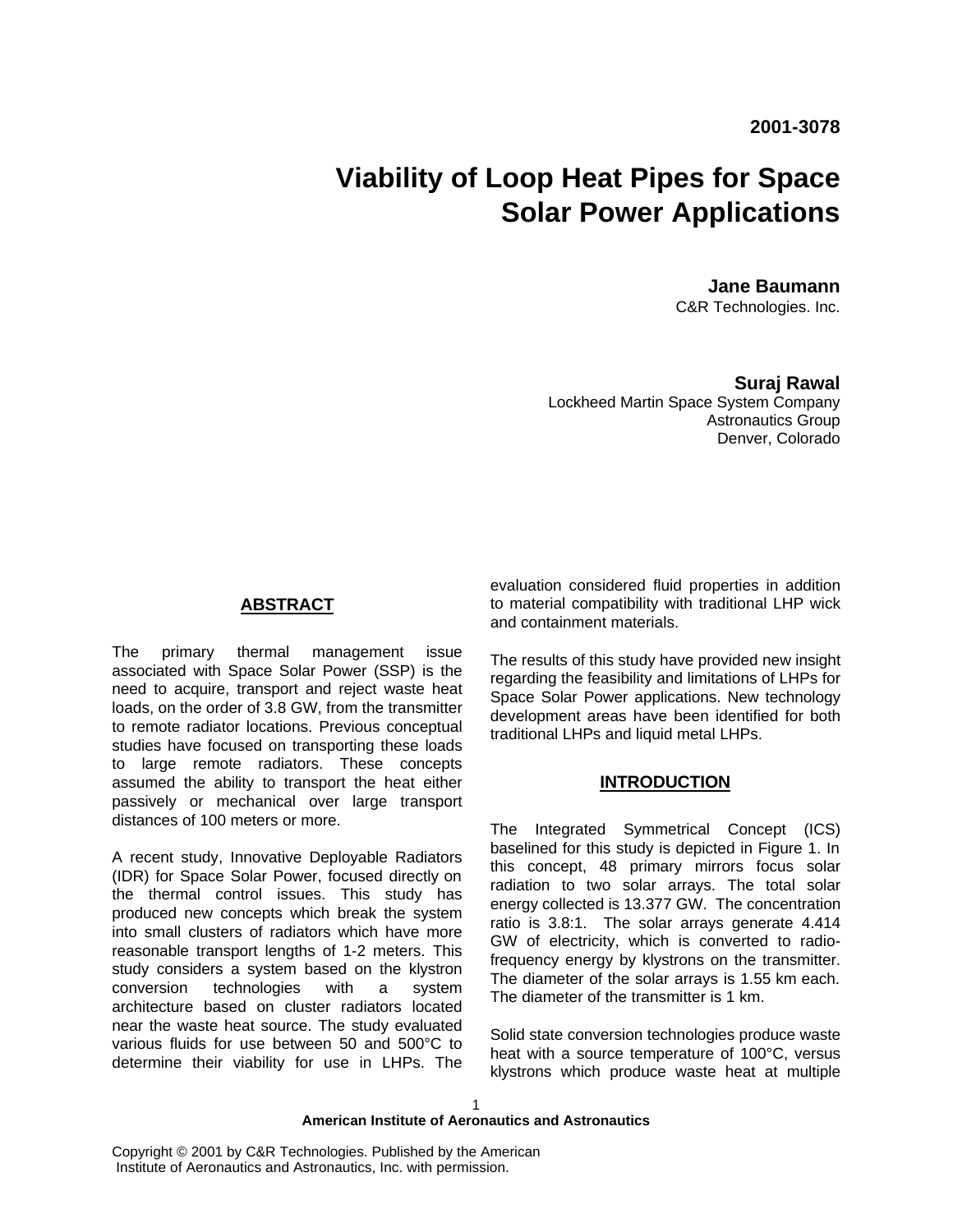2001-3078

# Viability of Loop Heat Pipes for Space Solar Power Applications

**Jane Baumann**
C&R Technologies. Inc.

**Suraj Rawal**
Lockheed Martin Space System Company
Astronautics Group
Denver, Colorado

## ABSTRACT

The primary thermal management issue associated with Space Solar Power (SSP) is the need to acquire, transport and reject waste heat loads, on the order of 3.8 GW, from the transmitter to remote radiator locations. Previous conceptual studies have focused on transporting these loads to large remote radiators. These concepts assumed the ability to transport the heat either passively or mechanical over large transport distances of 100 meters or more.

A recent study, Innovative Deployable Radiators (IDR) for Space Solar Power, focused directly on the thermal control issues. This study has produced new concepts which break the system into small clusters of radiators which have more reasonable transport lengths of 1-2 meters. This study considers a system based on the klystron conversion technologies with a system architecture based on cluster radiators located near the waste heat source. The study evaluated various fluids for use between 50 and 500°C to determine their viability for use in LHPs. The evaluation considered fluid properties in addition to material compatibility with traditional LHP wick and containment materials.

The results of this study have provided new insight regarding the feasibility and limitations of LHPs for Space Solar Power applications. New technology development areas have been identified for both traditional LHPs and liquid metal LHPs.

## INTRODUCTION

The Integrated Symmetrical Concept (ICS) baselined for this study is depicted in Figure 1. In this concept, 48 primary mirrors focus solar radiation to two solar arrays. The total solar energy collected is 13.377 GW. The concentration ratio is 3.8:1. The solar arrays generate 4.414 GW of electricity, which is converted to radio-frequency energy by klystrons on the transmitter. The diameter of the solar arrays is 1.55 km each. The diameter of the transmitter is 1 km.

Solid state conversion technologies produce waste heat with a source temperature of 100°C, versus klystrons which produce waste heat at multiple

Copyright © 2001 by C&R Technologies. Published by the American Institute of Aeronautics and Astronautics, Inc. with permission.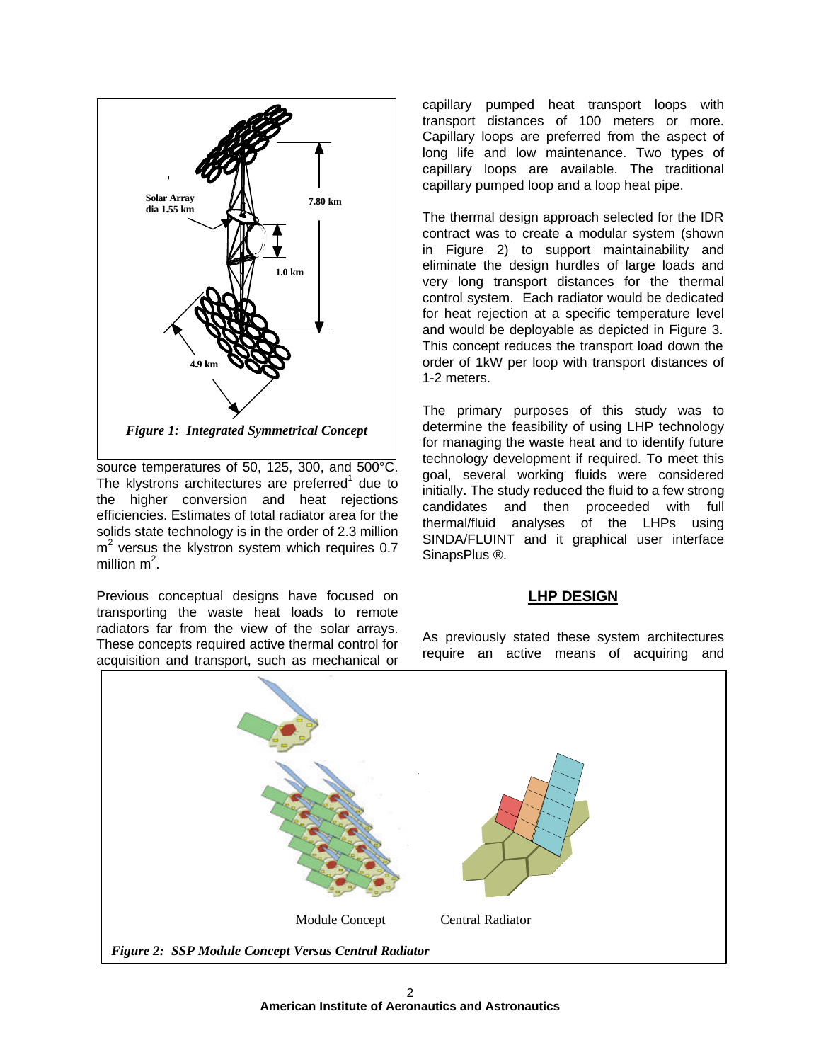*Figure 1: Integrated Symmetrical Concept*

source temperatures of 50, 125, 300, and 500°C. The klystrons architectures are preferred[1] due to the higher conversion and heat rejections efficiencies. Estimates of total radiator area for the solids state technology is in the order of 2.3 million $m^2$ versus the klystron system which requires 0.7 million $m^2$.

Previous conceptual designs have focused on transporting the waste heat loads to remote radiators far from the view of the solar arrays. These concepts required active thermal control for acquisition and transport, such as mechanical or capillary pumped heat transport loops with transport distances of 100 meters or more. Capillary loops are preferred from the aspect of long life and low maintenance. Two types of capillary loops are available. The traditional capillary pumped loop and a loop heat pipe.

The thermal design approach selected for the IDR contract was to create a modular system (shown in Figure 2) to support maintainability and eliminate the design hurdles of large loads and very long transport distances for the thermal control system. Each radiator would be dedicated for heat rejection at a specific temperature level and would be deployable as depicted in Figure 3. This concept reduces the transport load down the order of 1kW per loop with transport distances of 1-2 meters.

The primary purposes of this study was to determine the feasibility of using LHP technology for managing the waste heat and to identify future technology development if required. To meet this goal, several working fluids were considered initially. The study reduced the fluid to a few strong candidates and then proceeded with full thermal/fluid analyses of the LHPs using SINDA/FLUINT and it graphical user interface SinapsPlus ®.

## LHP DESIGN

As previously stated these system architectures require an active means of acquiring and

Module Concept Central Radiator

*Figure 2: SSP Module Concept Versus Central Radiator*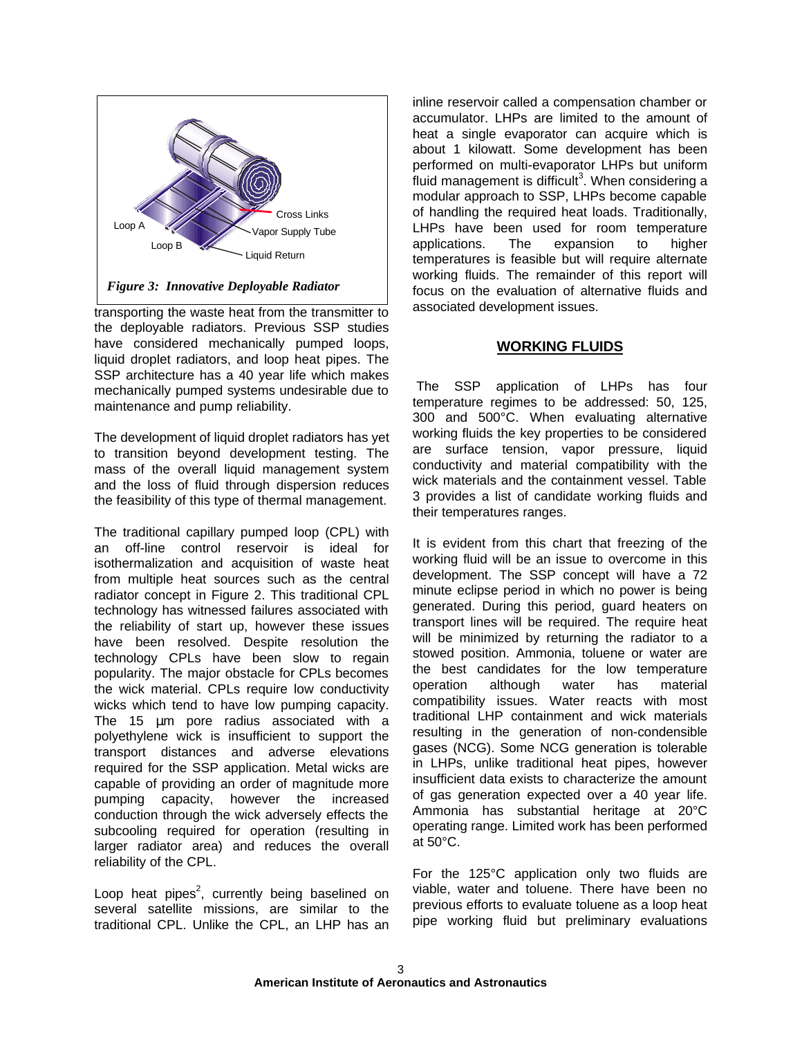*Figure 3: Innovative Deployable Radiator*

transporting the waste heat from the transmitter to the deployable radiators. Previous SSP studies have considered mechanically pumped loops, liquid droplet radiators, and loop heat pipes. The SSP architecture has a 40 year life which makes mechanically pumped systems undesirable due to maintenance and pump reliability.

The development of liquid droplet radiators has yet to transition beyond development testing. The mass of the overall liquid management system and the loss of fluid through dispersion reduces the feasibility of this type of thermal management.

The traditional capillary pumped loop (CPL) with an off-line control reservoir is ideal for isothermalization and acquisition of waste heat from multiple heat sources such as the central radiator concept in Figure 2. This traditional CPL technology has witnessed failures associated with the reliability of start up, however these issues have been resolved. Despite resolution the technology CPLs have been slow to regain popularity. The major obstacle for CPLs becomes the wick material. CPLs require low conductivity wicks which tend to have low pumping capacity. The 15 µm pore radius associated with a polyethylene wick is insufficient to support the transport distances and adverse elevations required for the SSP application. Metal wicks are capable of providing an order of magnitude more pumping capacity, however the increased conduction through the wick adversely effects the subcooling required for operation (resulting in larger radiator area) and reduces the overall reliability of the CPL.

Loop heat pipes[2], currently being baselined on several satellite missions, are similar to the traditional CPL. Unlike the CPL, an LHP has an inline reservoir called a compensation chamber or accumulator. LHPs are limited to the amount of heat a single evaporator can acquire which is about 1 kilowatt. Some development has been performed on multi-evaporator LHPs but uniform fluid management is difficult[3]. When considering a modular approach to SSP, LHPs become capable of handling the required heat loads. Traditionally, LHPs have been used for room temperature applications. The expansion to higher temperatures is feasible but will require alternate working fluids. The remainder of this report will focus on the evaluation of alternative fluids and associated development issues.

## WORKING FLUIDS

The SSP application of LHPs has four temperature regimes to be addressed: 50, 125, 300 and 500°C. When evaluating alternative working fluids the key properties to be considered are surface tension, vapor pressure, liquid conductivity and material compatibility with the wick materials and the containment vessel. Table 3 provides a list of candidate working fluids and their temperatures ranges.

It is evident from this chart that freezing of the working fluid will be an issue to overcome in this development. The SSP concept will have a 72 minute eclipse period in which no power is being generated. During this period, guard heaters on transport lines will be required. The require heat will be minimized by returning the radiator to a stowed position. Ammonia, toluene or water are the best candidates for the low temperature operation although water has material compatibility issues. Water reacts with most traditional LHP containment and wick materials resulting in the generation of non-condensible gases (NCG). Some NCG generation is tolerable in LHPs, unlike traditional heat pipes, however insufficient data exists to characterize the amount of gas generation expected over a 40 year life. Ammonia has substantial heritage at 20°C operating range. Limited work has been performed at 50°C.

For the 125°C application only two fluids are viable, water and toluene. There have been no previous efforts to evaluate toluene as a loop heat pipe working fluid but preliminary evaluations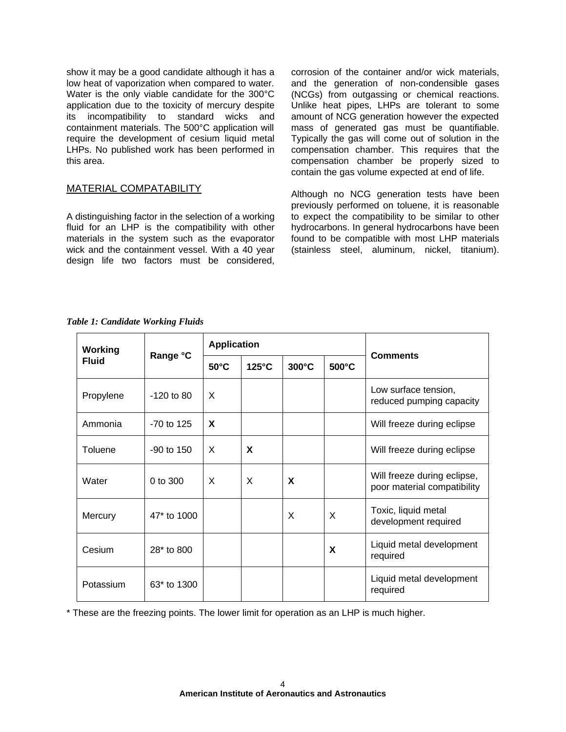show it may be a good candidate although it has a low heat of vaporization when compared to water. Water is the only viable candidate for the 300°C application due to the toxicity of mercury despite its incompatibility to standard wicks and containment materials. The 500°C application will require the development of cesium liquid metal LHPs. No published work has been performed in this area.

## MATERIAL COMPATABILITY

A distinguishing factor in the selection of a working fluid for an LHP is the compatibility with other materials in the system such as the evaporator wick and the containment vessel. With a 40 year design life two factors must be considered, corrosion of the container and/or wick materials, and the generation of non-condensible gases (NCGs) from outgassing or chemical reactions. Unlike heat pipes, LHPs are tolerant to some amount of NCG generation however the expected mass of generated gas must be quantifiable. Typically the gas will come out of solution in the compensation chamber. This requires that the compensation chamber be properly sized to contain the gas volume expected at end of life.

Although no NCG generation tests have been previously performed on toluene, it is reasonable to expect the compatibility to be similar to other hydrocarbons. In general hydrocarbons have been found to be compatible with most LHP materials (stainless steel, aluminum, nickel, titanium).

*Table 1: Candidate Working Fluids*

| Working Fluid | Range °C | Application | | | | Comments |
|---|---|---|---|---|---|---|
| | | 50°C | 125°C | 300°C | 500°C | |
| Propylene | -120 to 80 | X | | | | Low surface tension, reduced pumping capacity |
| Ammonia | -70 to 125 | **X** | | | | Will freeze during eclipse |
| Toluene | -90 to 150 | X | **X** | | | Will freeze during eclipse |
| Water | 0 to 300 | X | X | **X** | | Will freeze during eclipse, poor material compatibility |
| Mercury | 47* to 1000 | | | X | X | Toxic, liquid metal development required |
| Cesium | 28* to 800 | | | | **X** | Liquid metal development required |
| Potassium | 63* to 1300 | | | | | Liquid metal development required |

* These are the freezing points. The lower limit for operation as an LHP is much higher.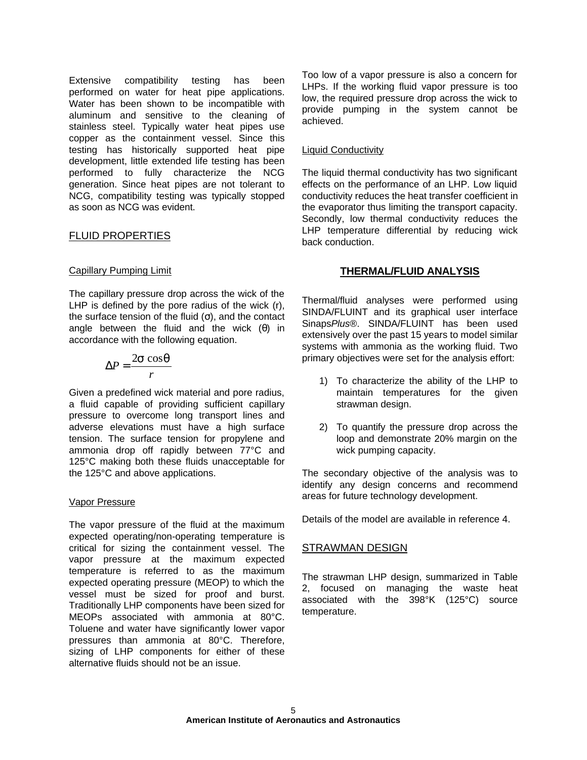Extensive compatibility testing has been performed on water for heat pipe applications. Water has been shown to be incompatible with aluminum and sensitive to the cleaning of stainless steel. Typically water heat pipes use copper as the containment vessel. Since this testing has historically supported heat pipe development, little extended life testing has been performed to fully characterize the NCG generation. Since heat pipes are not tolerant to NCG, compatibility testing was typically stopped as soon as NCG was evident.

## FLUID PROPERTIES

### Capillary Pumping Limit

The capillary pressure drop across the wick of the LHP is defined by the pore radius of the wick (r), the surface tension of the fluid (σ), and the contact angle between the fluid and the wick (θ) in accordance with the following equation.

$$\Delta P = \frac{2\sigma \cos\theta}{r}$$

Given a predefined wick material and pore radius, a fluid capable of providing sufficient capillary pressure to overcome long transport lines and adverse elevations must have a high surface tension. The surface tension for propylene and ammonia drop off rapidly between 77°C and 125°C making both these fluids unacceptable for the 125°C and above applications.

### Vapor Pressure

The vapor pressure of the fluid at the maximum expected operating/non-operating temperature is critical for sizing the containment vessel. The vapor pressure at the maximum expected temperature is referred to as the maximum expected operating pressure (MEOP) to which the vessel must be sized for proof and burst. Traditionally LHP components have been sized for MEOPs associated with ammonia at 80°C. Toluene and water have significantly lower vapor pressures than ammonia at 80°C. Therefore, sizing of LHP components for either of these alternative fluids should not be an issue.

Too low of a vapor pressure is also a concern for LHPs. If the working fluid vapor pressure is too low, the required pressure drop across the wick to provide pumping in the system cannot be achieved.

### Liquid Conductivity

The liquid thermal conductivity has two significant effects on the performance of an LHP. Low liquid conductivity reduces the heat transfer coefficient in the evaporator thus limiting the transport capacity. Secondly, low thermal conductivity reduces the LHP temperature differential by reducing wick back conduction.

# THERMAL/FLUID ANALYSIS

Thermal/fluid analyses were performed using SINDA/FLUINT and its graphical user interface Sinaps*Plus*®. SINDA/FLUINT has been used extensively over the past 15 years to model similar systems with ammonia as the working fluid. Two primary objectives were set for the analysis effort:

1) To characterize the ability of the LHP to maintain temperatures for the given strawman design.

2) To quantify the pressure drop across the loop and demonstrate 20% margin on the wick pumping capacity.

The secondary objective of the analysis was to identify any design concerns and recommend areas for future technology development.

Details of the model are available in reference 4.

## STRAWMAN DESIGN

The strawman LHP design, summarized in Table 2, focused on managing the waste heat associated with the 398°K (125°C) source temperature.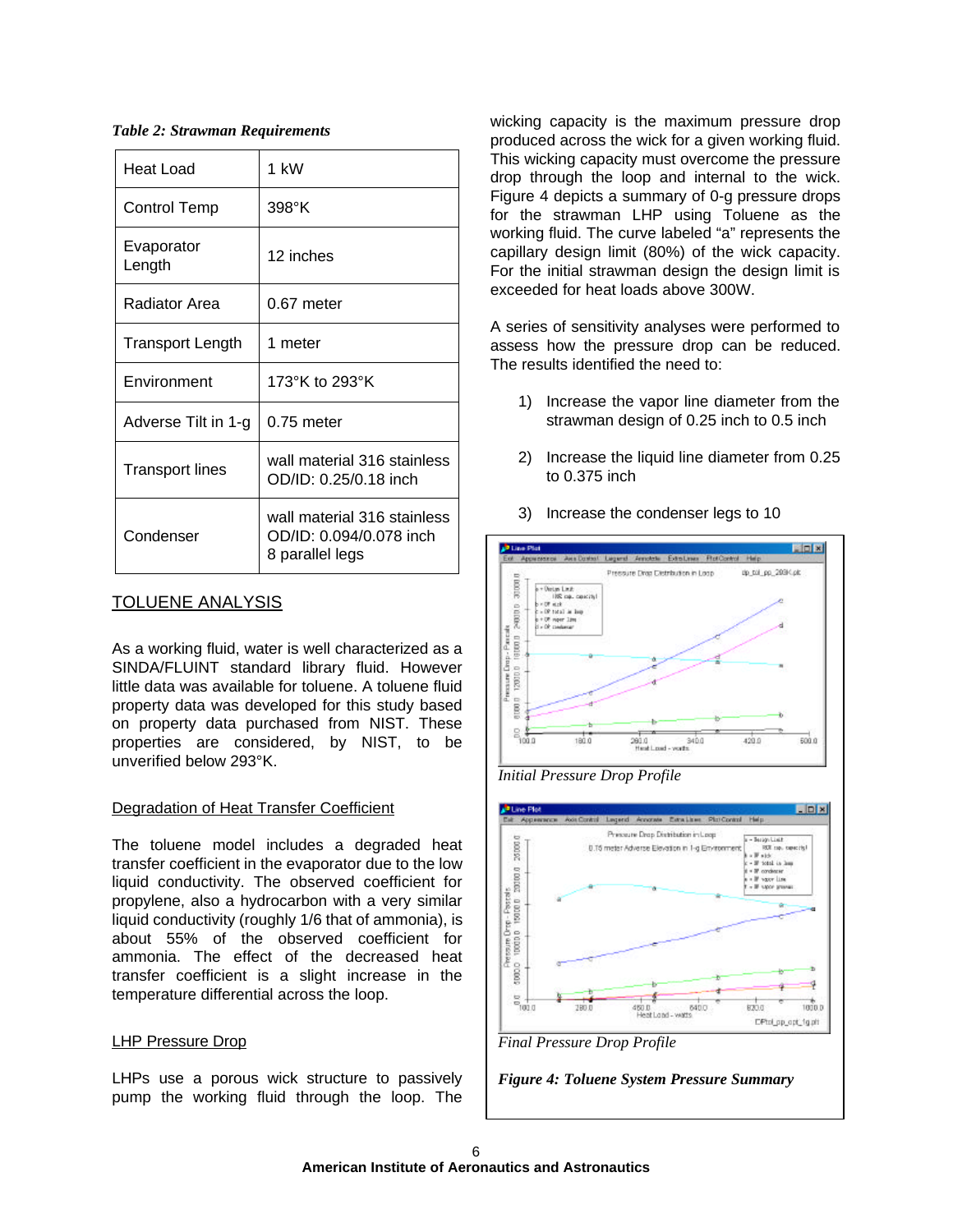*Table 2: Strawman Requirements*

| | |
|---|---|
| Heat Load | 1 kW |
| Control Temp | 398°K |
| Evaporator Length | 12 inches |
| Radiator Area | 0.67 meter |
| Transport Length | 1 meter |
| Environment | 173°K to 293°K |
| Adverse Tilt in 1-g | 0.75 meter |
| Transport lines | wall material 316 stainless OD/ID: 0.25/0.18 inch |
| Condenser | wall material 316 stainless OD/ID: 0.094/0.078 inch 8 parallel legs |

## TOLUENE ANALYSIS

As a working fluid, water is well characterized as a SINDA/FLUINT standard library fluid. However little data was available for toluene. A toluene fluid property data was developed for this study based on property data purchased from NIST. These properties are considered, by NIST, to be unverified below 293°K.

### Degradation of Heat Transfer Coefficient

The toluene model includes a degraded heat transfer coefficient in the evaporator due to the low liquid conductivity. The observed coefficient for propylene, also a hydrocarbon with a very similar liquid conductivity (roughly 1/6 that of ammonia), is about 55% of the observed coefficient for ammonia. The effect of the decreased heat transfer coefficient is a slight increase in the temperature differential across the loop.

### LHP Pressure Drop

LHPs use a porous wick structure to passively pump the working fluid through the loop. The wicking capacity is the maximum pressure drop produced across the wick for a given working fluid. This wicking capacity must overcome the pressure drop through the loop and internal to the wick. Figure 4 depicts a summary of 0-g pressure drops for the strawman LHP using Toluene as the working fluid. The curve labeled "a" represents the capillary design limit (80%) of the wick capacity. For the initial strawman design the design limit is exceeded for heat loads above 300W.

A series of sensitivity analyses were performed to assess how the pressure drop can be reduced. The results identified the need to:

1) Increase the vapor line diameter from the strawman design of 0.25 inch to 0.5 inch
2) Increase the liquid line diameter from 0.25 to 0.375 inch
3) Increase the condenser legs to 10

*Initial Pressure Drop Profile*

*Final Pressure Drop Profile*

*Figure 4: Toluene System Pressure Summary*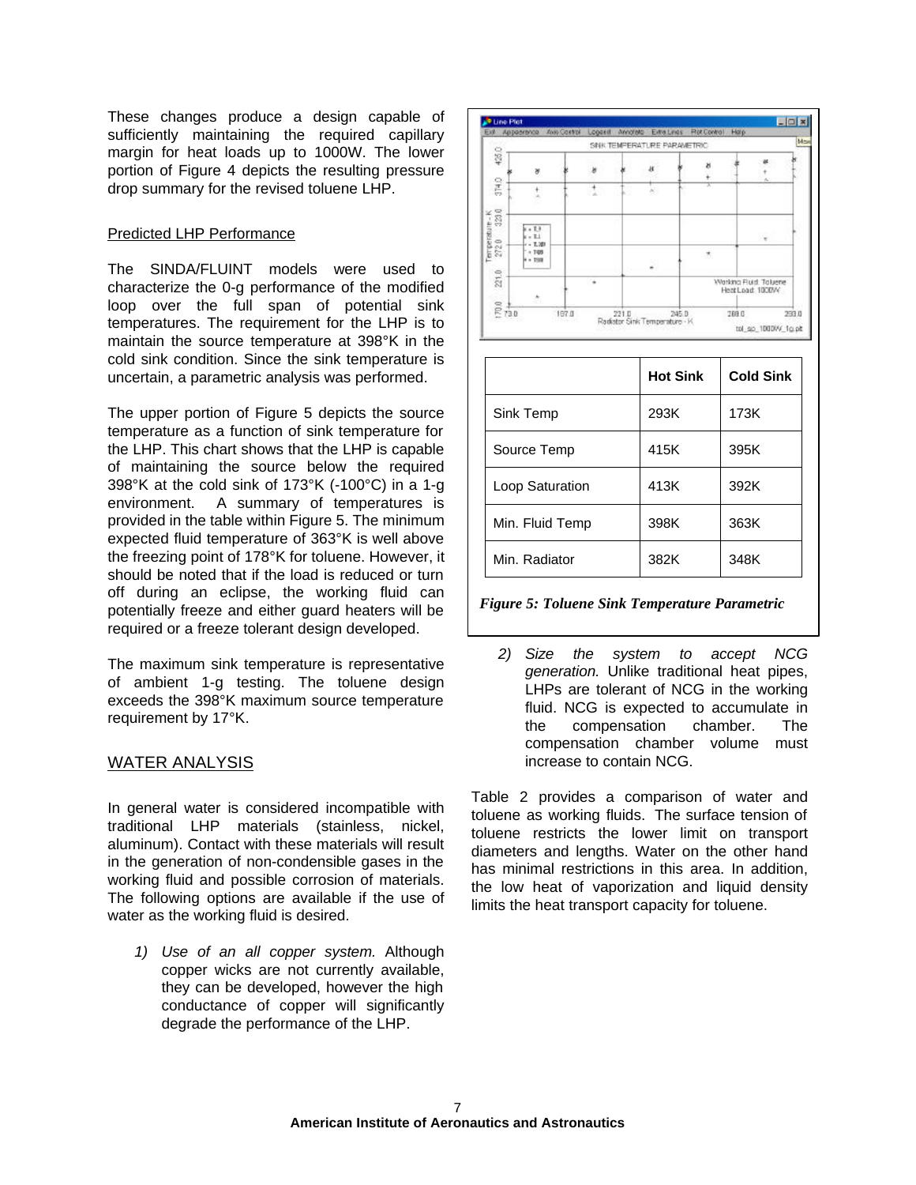These changes produce a design capable of sufficiently maintaining the required capillary margin for heat loads up to 1000W. The lower portion of Figure 4 depicts the resulting pressure drop summary for the revised toluene LHP.

Predicted LHP Performance

The SINDA/FLUINT models were used to characterize the 0-g performance of the modified loop over the full span of potential sink temperatures. The requirement for the LHP is to maintain the source temperature at 398°K in the cold sink condition. Since the sink temperature is uncertain, a parametric analysis was performed.

The upper portion of Figure 5 depicts the source temperature as a function of sink temperature for the LHP. This chart shows that the LHP is capable of maintaining the source below the required 398°K at the cold sink of 173°K (-100°C) in a 1-g environment. A summary of temperatures is provided in the table within Figure 5. The minimum expected fluid temperature of 363°K is well above the freezing point of 178°K for toluene. However, it should be noted that if the load is reduced or turn off during an eclipse, the working fluid can potentially freeze and either guard heaters will be required or a freeze tolerant design developed.

The maximum sink temperature is representative of ambient 1-g testing. The toluene design exceeds the 398°K maximum source temperature requirement by 17°K.

## WATER ANALYSIS

In general water is considered incompatible with traditional LHP materials (stainless, nickel, aluminum). Contact with these materials will result in the generation of non-condensible gases in the working fluid and possible corrosion of materials. The following options are available if the use of water as the working fluid is desired.

1) *Use of an all copper system.* Although copper wicks are not currently available, they can be developed, however the high conductance of copper will significantly degrade the performance of the LHP.

|  | Hot Sink | Cold Sink |
|---|---|---|
| Sink Temp | 293K | 173K |
| Source Temp | 415K | 395K |
| Loop Saturation | 413K | 392K |
| Min. Fluid Temp | 398K | 363K |
| Min. Radiator | 382K | 348K |

*Figure 5: Toluene Sink Temperature Parametric*

2) *Size the system to accept NCG generation.* Unlike traditional heat pipes, LHPs are tolerant of NCG in the working fluid. NCG is expected to accumulate in the compensation chamber. The compensation chamber volume must increase to contain NCG.

Table 2 provides a comparison of water and toluene as working fluids. The surface tension of toluene restricts the lower limit on transport diameters and lengths. Water on the other hand has minimal restrictions in this area. In addition, the low heat of vaporization and liquid density limits the heat transport capacity for toluene.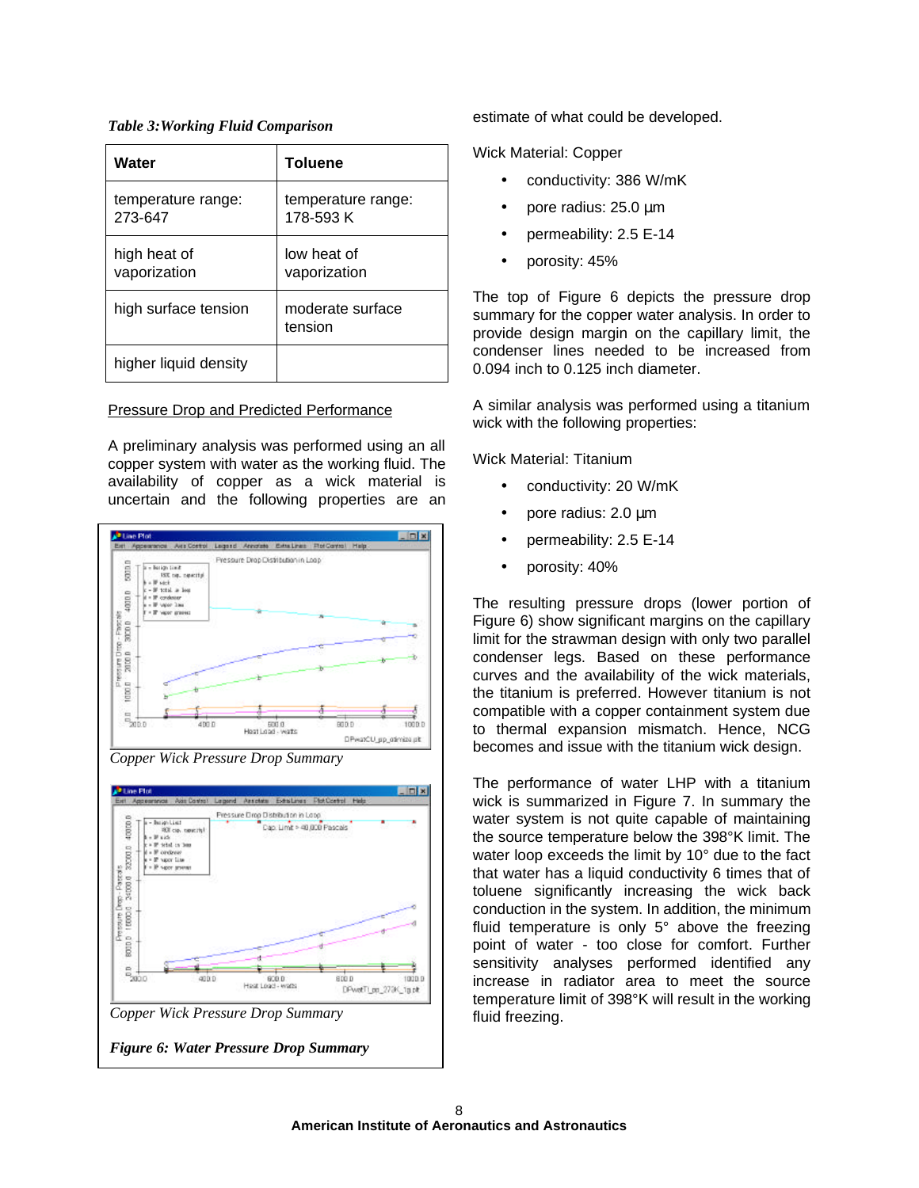*Table 3: Working Fluid Comparison*

| Water | Toluene |
|---|---|
| temperature range: 273-647 | temperature range: 178-593 K |
| high heat of vaporization | low heat of vaporization |
| high surface tension | moderate surface tension |
| higher liquid density | |

<u>Pressure Drop and Predicted Performance</u>

A preliminary analysis was performed using an all copper system with water as the working fluid. The availability of copper as a wick material is uncertain and the following properties are an estimate of what could be developed.

Wick Material: Copper

- conductivity: 386 W/mK
- pore radius: 25.0 µm
- permeability: 2.5 E-14
- porosity: 45%

The top of Figure 6 depicts the pressure drop summary for the copper water analysis. In order to provide design margin on the capillary limit, the condenser lines needed to be increased from 0.094 inch to 0.125 inch diameter.

A similar analysis was performed using a titanium wick with the following properties:

Wick Material: Titanium

- conductivity: 20 W/mK
- pore radius: 2.0 µm
- permeability: 2.5 E-14
- porosity: 40%

*Copper Wick Pressure Drop Summary*

*Copper Wick Pressure Drop Summary*

***Figure 6: Water Pressure Drop Summary***

The resulting pressure drops (lower portion of Figure 6) show significant margins on the capillary limit for the strawman design with only two parallel condenser legs. Based on these performance curves and the availability of the wick materials, the titanium is preferred. However titanium is not compatible with a copper containment system due to thermal expansion mismatch. Hence, NCG becomes and issue with the titanium wick design.

The performance of water LHP with a titanium wick is summarized in Figure 7. In summary the water system is not quite capable of maintaining the source temperature below the 398°K limit. The water loop exceeds the limit by 10° due to the fact that water has a liquid conductivity 6 times that of toluene significantly increasing the wick back conduction in the system. In addition, the minimum fluid temperature is only 5° above the freezing point of water - too close for comfort. Further sensitivity analyses performed identified any increase in radiator area to meet the source temperature limit of 398°K will result in the working fluid freezing.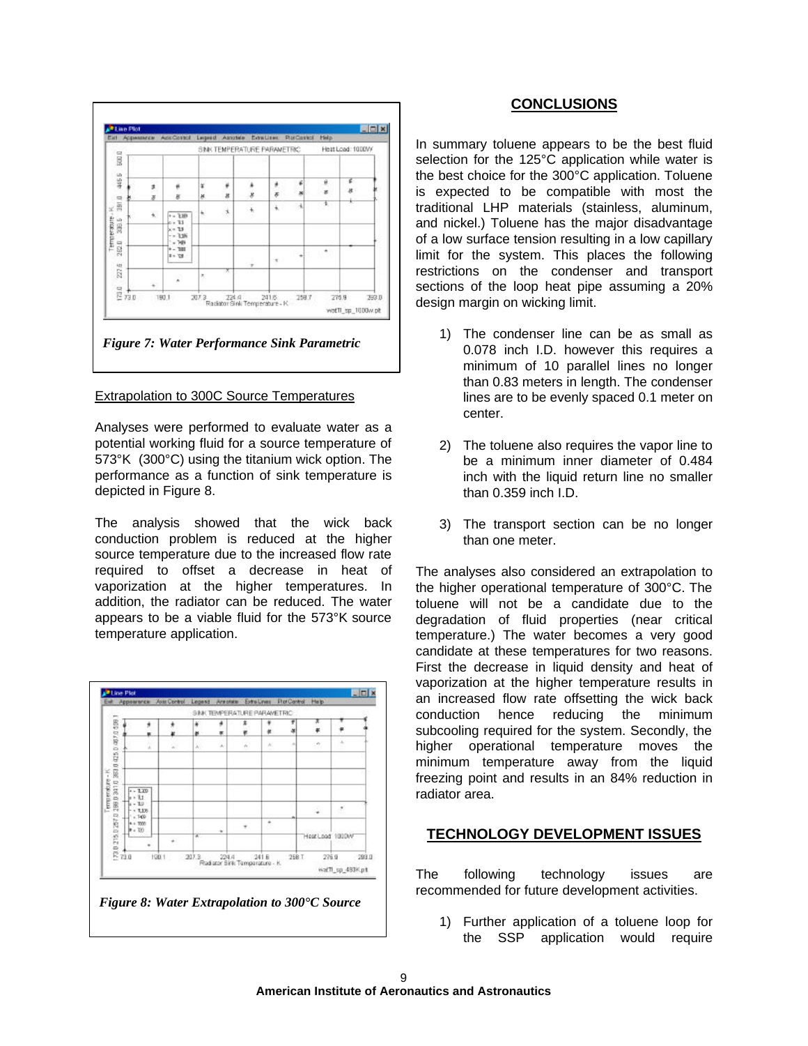*Figure 7: Water Performance Sink Parametric*

Extrapolation to 300C Source Temperatures

Analyses were performed to evaluate water as a potential working fluid for a source temperature of 573°K (300°C) using the titanium wick option. The performance as a function of sink temperature is depicted in Figure 8.

The analysis showed that the wick back conduction problem is reduced at the higher source temperature due to the increased flow rate required to offset a decrease in heat of vaporization at the higher temperatures. In addition, the radiator can be reduced. The water appears to be a viable fluid for the 573°K source temperature application.

*Figure 8: Water Extrapolation to 300°C Source*

## CONCLUSIONS

In summary toluene appears to be the best fluid selection for the 125°C application while water is the best choice for the 300°C application. Toluene is expected to be compatible with most the traditional LHP materials (stainless, aluminum, and nickel.) Toluene has the major disadvantage of a low surface tension resulting in a low capillary limit for the system. This places the following restrictions on the condenser and transport sections of the loop heat pipe assuming a 20% design margin on wicking limit.

1) The condenser line can be as small as 0.078 inch I.D. however this requires a minimum of 10 parallel lines no longer than 0.83 meters in length. The condenser lines are to be evenly spaced 0.1 meter on center.

2) The toluene also requires the vapor line to be a minimum inner diameter of 0.484 inch with the liquid return line no smaller than 0.359 inch I.D.

3) The transport section can be no longer than one meter.

The analyses also considered an extrapolation to the higher operational temperature of 300°C. The toluene will not be a candidate due to the degradation of fluid properties (near critical temperature.) The water becomes a very good candidate at these temperatures for two reasons. First the decrease in liquid density and heat of vaporization at the higher temperature results in an increased flow rate offsetting the wick back conduction hence reducing the minimum subcooling required for the system. Secondly, the higher operational temperature moves the minimum temperature away from the liquid freezing point and results in an 84% reduction in radiator area.

## TECHNOLOGY DEVELOPMENT ISSUES

The following technology issues are recommended for future development activities.

1) Further application of a toluene loop for the SSP application would require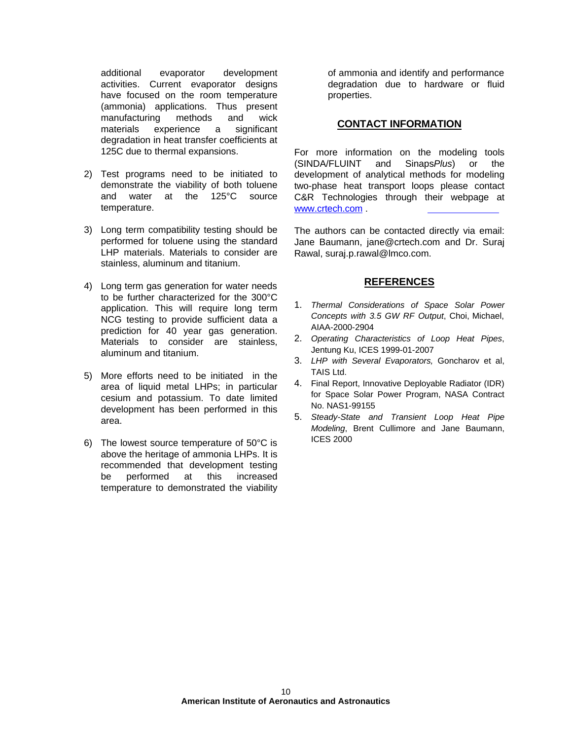additional evaporator development activities. Current evaporator designs have focused on the room temperature (ammonia) applications. Thus present manufacturing methods and wick materials experience a significant degradation in heat transfer coefficients at 125C due to thermal expansions.

2) Test programs need to be initiated to demonstrate the viability of both toluene and water at the 125°C source temperature.

3) Long term compatibility testing should be performed for toluene using the standard LHP materials. Materials to consider are stainless, aluminum and titanium.

4) Long term gas generation for water needs to be further characterized for the 300°C application. This will require long term NCG testing to provide sufficient data a prediction for 40 year gas generation. Materials to consider are stainless, aluminum and titanium.

5) More efforts need to be initiated in the area of liquid metal LHPs; in particular cesium and potassium. To date limited development has been performed in this area.

6) The lowest source temperature of 50°C is above the heritage of ammonia LHPs. It is recommended that development testing be performed at this increased temperature to demonstrated the viability of ammonia and identify and performance degradation due to hardware or fluid properties.

## CONTACT INFORMATION

For more information on the modeling tools (SINDA/FLUINT and Sinaps*Plus*) or the development of analytical methods for modeling two-phase heat transport loops please contact C&R Technologies through their webpage at www.crtech.com .

The authors can be contacted directly via email: Jane Baumann, jane@crtech.com and Dr. Suraj Rawal, suraj.p.rawal@lmco.com.

## REFERENCES

1. *Thermal Considerations of Space Solar Power Concepts with 3.5 GW RF Output*, Choi, Michael, AIAA-2000-2904
2. *Operating Characteristics of Loop Heat Pipes*, Jentung Ku, ICES 1999-01-2007
3. *LHP with Several Evaporators,* Goncharov et al, TAIS Ltd.
4. Final Report, Innovative Deployable Radiator (IDR) for Space Solar Power Program, NASA Contract No. NAS1-99155
5. *Steady-State and Transient Loop Heat Pipe Modeling*, Brent Cullimore and Jane Baumann, ICES 2000